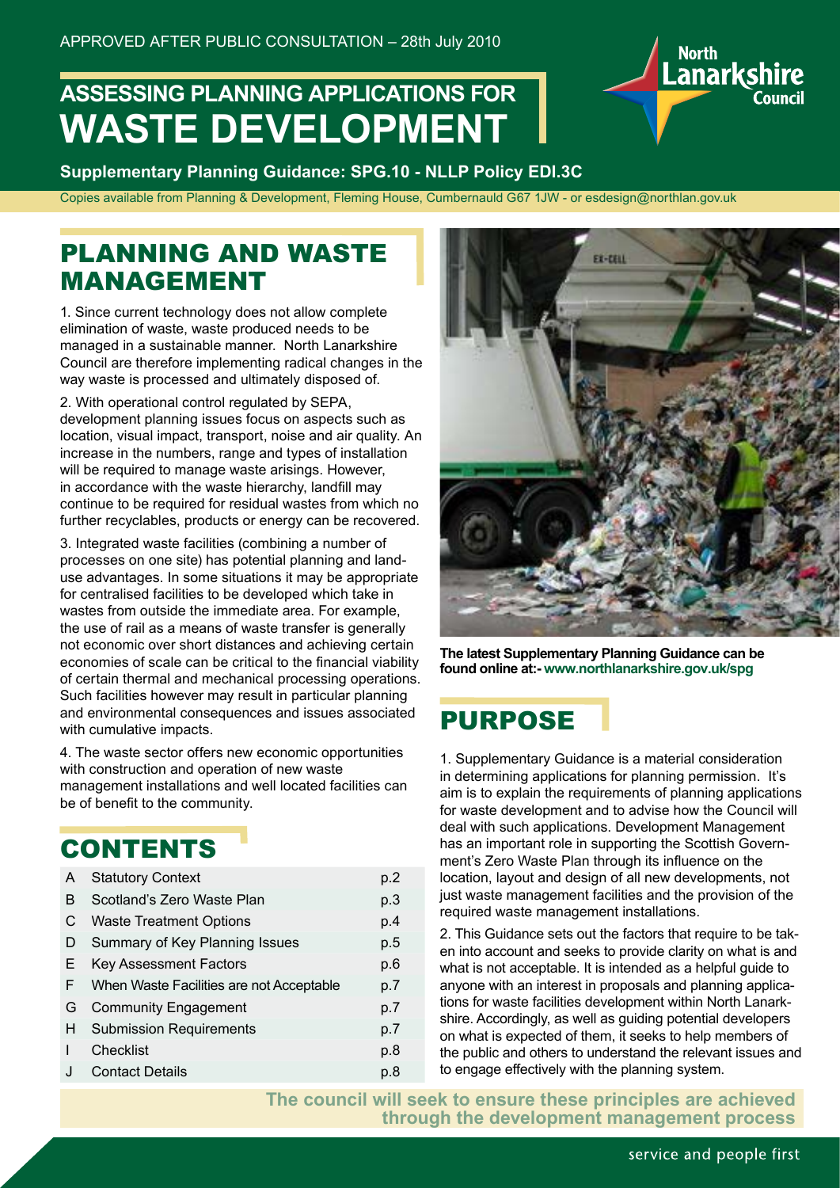APPROVED AFTER PUBLIC CONSULTATION – 28th July 2010

# ASSESSING PLANNING APPLICATIONS FOR WASTE DEVELOPMENT

**Supplementary Planning Guidance: SPG.10 - NLLP Policy EDI.3C**

Copies available from Planning & Development, Fleming House, Cumbernauld G67 1JW - or esdesign@northlan.gov.uk

## PLANNING AND WASTE MANAGEMENT

1. Since current technology does not allow complete elimination of waste, waste produced needs to be managed in a sustainable manner. North Lanarkshire Council are therefore implementing radical changes in the way waste is processed and ultimately disposed of.

2. With operational control regulated by SEPA, development planning issues focus on aspects such as location, visual impact, transport, noise and air quality. An increase in the numbers, range and types of installation will be required to manage waste arisings. However, in accordance with the waste hierarchy, landfill may continue to be required for residual wastes from which no further recyclables, products or energy can be recovered.

3. Integrated waste facilities (combining a number of processes on one site) has potential planning and land-use advantages. In some situations it may be appropriate for centralised facilities to be developed which take in wastes from outside the immediate area. For example, the use of rail as a means of waste transfer is generally not economic over short distances and achieving certain economies of scale can be critical to the financial viability of certain thermal and mechanical processing operations. Such facilities however may result in particular planning and environmental consequences and issues associated with cumulative impacts.

4. The waste sector offers new economic opportunities with construction and operation of new waste management installations and well located facilities can be of benefit to the community.

## CONTENTS

| | | |
|---|---|---|
| A | Statutory Context | p.2 |
| B | Scotland's Zero Waste Plan | p.3 |
| C | Waste Treatment Options | p.4 |
| D | Summary of Key Planning Issues | p.5 |
| E | Key Assessment Factors | p.6 |
| F | When Waste Facilities are not Acceptable | p.7 |
| G | Community Engagement | p.7 |
| H | Submission Requirements | p.7 |
| I | Checklist | p.8 |
| J | Contact Details | p.8 |

**The latest Supplementary Planning Guidance can be found online at:- www.northlanarkshire.gov.uk/spg**

## PURPOSE

1. Supplementary Guidance is a material consideration in determining applications for planning permission. It's aim is to explain the requirements of planning applications for waste development and to advise how the Council will deal with such applications. Development Management has an important role in supporting the Scottish Government's Zero Waste Plan through its influence on the location, layout and design of all new developments, not just waste management facilities and the provision of the required waste management installations.

2. This Guidance sets out the factors that require to be taken into account and seeks to provide clarity on what is and what is not acceptable. It is intended as a helpful guide to anyone with an interest in proposals and planning applications for waste facilities development within North Lanarkshire. Accordingly, as well as guiding potential developers on what is expected of them, it seeks to help members of the public and others to understand the relevant issues and to engage effectively with the planning system.

**The council will seek to ensure these principles are achieved through the development management process**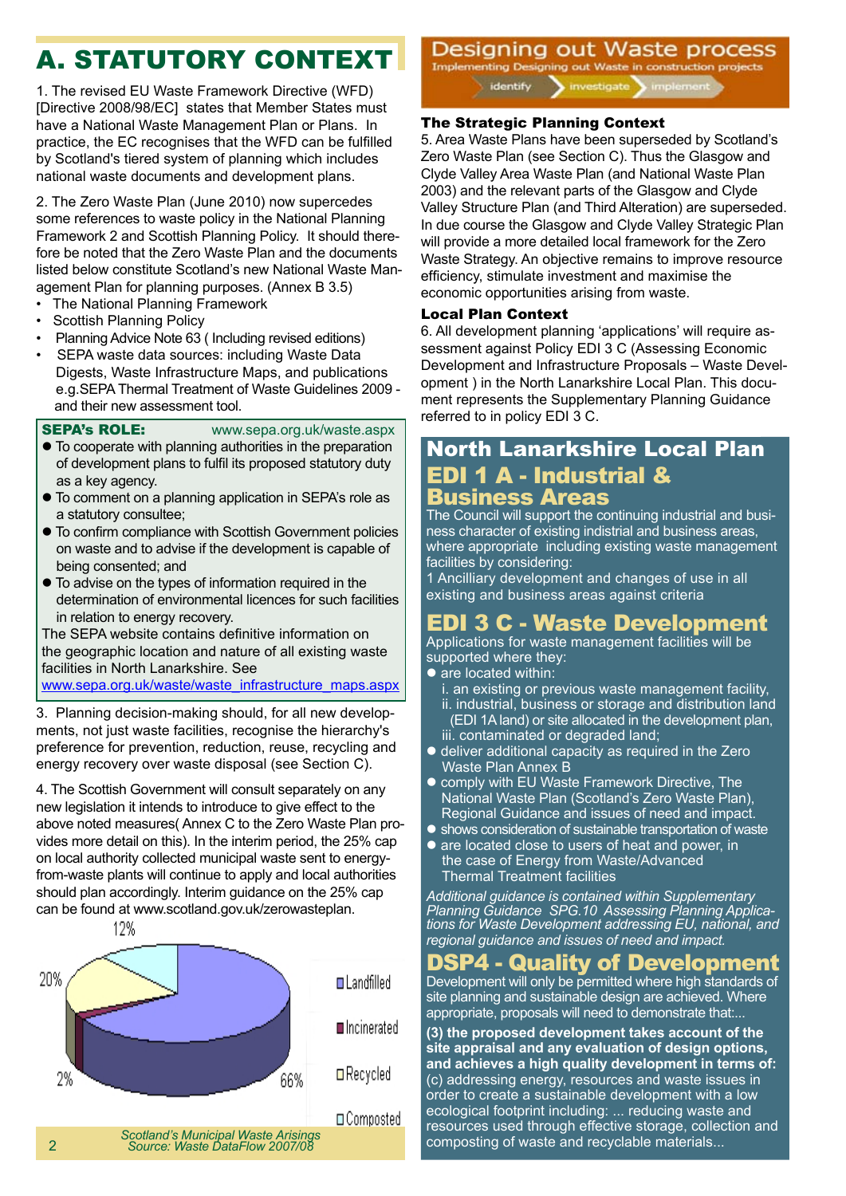# A. STATUTORY CONTEXT

1. The revised EU Waste Framework Directive (WFD) [Directive 2008/98/EC] states that Member States must have a National Waste Management Plan or Plans. In practice, the EC recognises that the WFD can be fulfilled by Scotland's tiered system of planning which includes national waste documents and development plans.

2. The Zero Waste Plan (June 2010) now supercedes some references to waste policy in the National Planning Framework 2 and Scottish Planning Policy. It should therefore be noted that the Zero Waste Plan and the documents listed below constitute Scotland's new National Waste Management Plan for planning purposes. (Annex B 3.5)

- The National Planning Framework
- Scottish Planning Policy
- Planning Advice Note 63 ( Including revised editions)
- SEPA waste data sources: including Waste Data Digests, Waste Infrastructure Maps, and publications e.g.SEPA Thermal Treatment of Waste Guidelines 2009 - and their new assessment tool.

**SEPA's ROLE:** www.sepa.org.uk/waste.aspx

- To cooperate with planning authorities in the preparation of development plans to fulfil its proposed statutory duty as a key agency.
- To comment on a planning application in SEPA's role as a statutory consultee;
- To confirm compliance with Scottish Government policies on waste and to advise if the development is capable of being consented; and
- To advise on the types of information required in the determination of environmental licences for such facilities in relation to energy recovery.

The SEPA website contains definitive information on the geographic location and nature of all existing waste facilities in North Lanarkshire. See www.sepa.org.uk/waste/waste_infrastructure_maps.aspx

3. Planning decision-making should, for all new developments, not just waste facilities, recognise the hierarchy's preference for prevention, reduction, reuse, recycling and energy recovery over waste disposal (see Section C).

4. The Scottish Government will consult separately on any new legislation it intends to introduce to give effect to the above noted measures( Annex C to the Zero Waste Plan provides more detail on this). In the interim period, the 25% cap on local authority collected municipal waste sent to energy-from-waste plants will continue to apply and local authorities should plan accordingly. Interim guidance on the 25% cap can be found at www.scotland.gov.uk/zerowasteplan.

| Category | Share |
|---|---|
| Landfilled | 66% |
| Incinerated | 2% |
| Recycled | 20% |
| Composted | 12% |

*Scotland's Municipal Waste Arisings*
*Source: Waste DataFlow 2007/08*

## Designing out Waste process

Implementing Designing out Waste in construction projects

identify → investigate → implement

### The Strategic Planning Context

5. Area Waste Plans have been superseded by Scotland's Zero Waste Plan (see Section C). Thus the Glasgow and Clyde Valley Area Waste Plan (and National Waste Plan 2003) and the relevant parts of the Glasgow and Clyde Valley Structure Plan (and Third Alteration) are superseded. In due course the Glasgow and Clyde Valley Strategic Plan will provide a more detailed local framework for the Zero Waste Strategy. An objective remains to improve resource efficiency, stimulate investment and maximise the economic opportunities arising from waste.

### Local Plan Context

6. All development planning 'applications' will require assessment against Policy EDI 3 C (Assessing Economic Development and Infrastructure Proposals – Waste Development ) in the North Lanarkshire Local Plan. This document represents the Supplementary Planning Guidance referred to in policy EDI 3 C.

## North Lanarkshire Local Plan

### EDI 1 A - Industrial & Business Areas

The Council will support the continuing industrial and business character of existing indistrial and business areas, where appropriate including existing waste management facilities by considering:

1 Ancilliary development and changes of use in all existing and business areas against criteria

### EDI 3 C - Waste Development

Applications for waste management facilities will be supported where they:

- are located within:
  - i. an existing or previous waste management facility,
  - ii. industrial, business or storage and distribution land (EDI 1A land) or site allocated in the development plan,
  - iii. contaminated or degraded land;
- deliver additional capacity as required in the Zero Waste Plan Annex B
- comply with EU Waste Framework Directive, The National Waste Plan (Scotland's Zero Waste Plan), Regional Guidance and issues of need and impact.
- shows consideration of sustainable transportation of waste
- are located close to users of heat and power, in the case of Energy from Waste/Advanced Thermal Treatment facilities

*Additional guidance is contained within Supplementary Planning Guidance SPG.10 Assessing Planning Applications for Waste Development addressing EU, national, and regional guidance and issues of need and impact.*

### DSP4 - Quality of Development

Development will only be permitted where high standards of site planning and sustainable design are achieved. Where appropriate, proposals will need to demonstrate that:...

**(3) the proposed development takes account of the site appraisal and any evaluation of design options, and achieves a high quality development in terms of:**
(c) addressing energy, resources and waste issues in order to create a sustainable development with a low ecological footprint including: ... reducing waste and resources used through effective storage, collection and composting of waste and recyclable materials...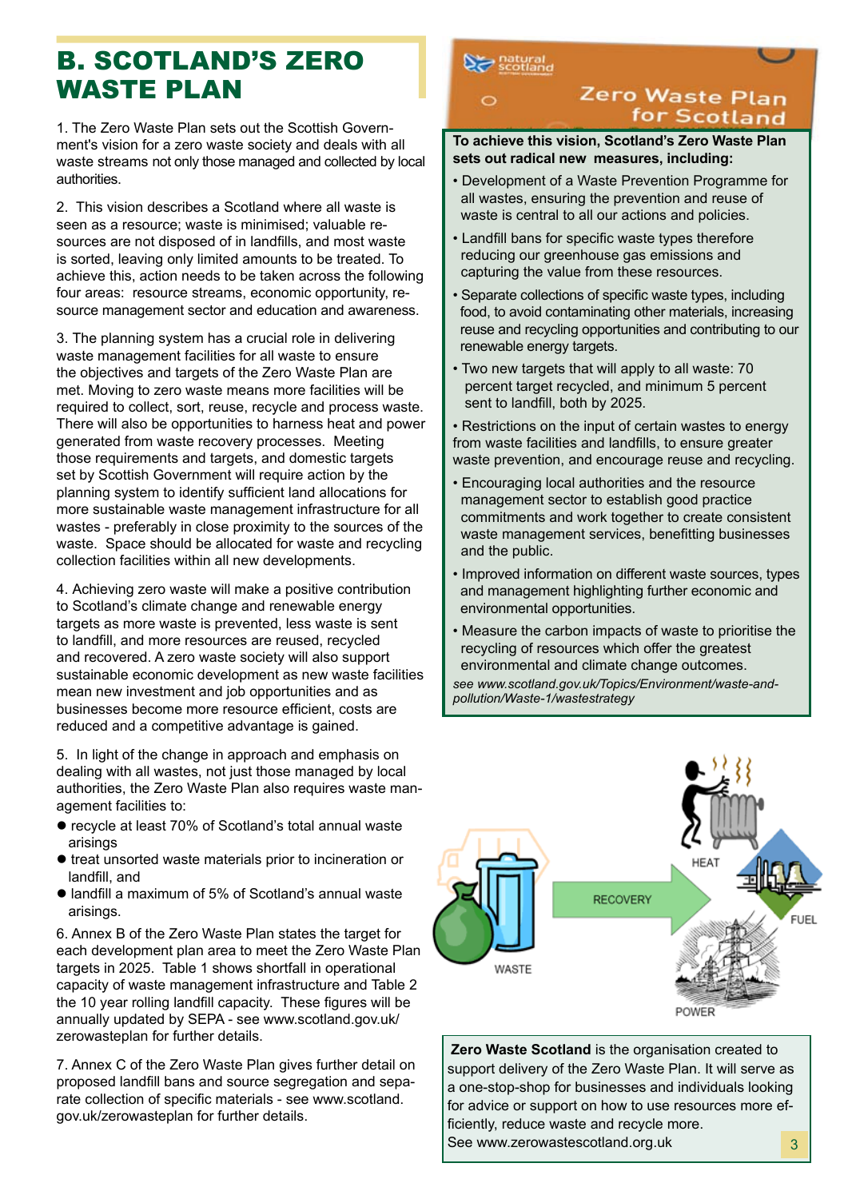# B. SCOTLAND'S ZERO WASTE PLAN

1. The Zero Waste Plan sets out the Scottish Government's vision for a zero waste society and deals with all waste streams not only those managed and collected by local authorities.

2. This vision describes a Scotland where all waste is seen as a resource; waste is minimised; valuable resources are not disposed of in landfills, and most waste is sorted, leaving only limited amounts to be treated. To achieve this, action needs to be taken across the following four areas: resource streams, economic opportunity, resource management sector and education and awareness.

3. The planning system has a crucial role in delivering waste management facilities for all waste to ensure the objectives and targets of the Zero Waste Plan are met. Moving to zero waste means more facilities will be required to collect, sort, reuse, recycle and process waste. There will also be opportunities to harness heat and power generated from waste recovery processes. Meeting those requirements and targets, and domestic targets set by Scottish Government will require action by the planning system to identify sufficient land allocations for more sustainable waste management infrastructure for all wastes - preferably in close proximity to the sources of the waste. Space should be allocated for waste and recycling collection facilities within all new developments.

4. Achieving zero waste will make a positive contribution to Scotland's climate change and renewable energy targets as more waste is prevented, less waste is sent to landfill, and more resources are reused, recycled and recovered. A zero waste society will also support sustainable economic development as new waste facilities mean new investment and job opportunities and as businesses become more resource efficient, costs are reduced and a competitive advantage is gained.

5. In light of the change in approach and emphasis on dealing with all wastes, not just those managed by local authorities, the Zero Waste Plan also requires waste management facilities to:

- recycle at least 70% of Scotland's total annual waste arisings
- treat unsorted waste materials prior to incineration or landfill, and
- landfill a maximum of 5% of Scotland's annual waste arisings.

6. Annex B of the Zero Waste Plan states the target for each development plan area to meet the Zero Waste Plan targets in 2025. Table 1 shows shortfall in operational capacity of waste management infrastructure and Table 2 the 10 year rolling landfill capacity. These figures will be annually updated by SEPA - see www.scotland.gov.uk/zerowasteplan for further details.

7. Annex C of the Zero Waste Plan gives further detail on proposed landfill bans and source segregation and separate collection of specific materials - see www.scotland.gov.uk/zerowasteplan for further details.

natural scotland

Zero Waste Plan for Scotland

**To achieve this vision, Scotland's Zero Waste Plan sets out radical new measures, including:**

- Development of a Waste Prevention Programme for all wastes, ensuring the prevention and reuse of waste is central to all our actions and policies.
- Landfill bans for specific waste types therefore reducing our greenhouse gas emissions and capturing the value from these resources.
- Separate collections of specific waste types, including food, to avoid contaminating other materials, increasing reuse and recycling opportunities and contributing to our renewable energy targets.
- Two new targets that will apply to all waste: 70 percent target recycled, and minimum 5 percent sent to landfill, both by 2025.
- Restrictions on the input of certain wastes to energy from waste facilities and landfills, to ensure greater waste prevention, and encourage reuse and recycling.
- Encouraging local authorities and the resource management sector to establish good practice commitments and work together to create consistent waste management services, benefitting businesses and the public.
- Improved information on different waste sources, types and management highlighting further economic and environmental opportunities.
- Measure the carbon impacts of waste to prioritise the recycling of resources which offer the greatest environmental and climate change outcomes.

*see www.scotland.gov.uk/Topics/Environment/waste-and-pollution/Waste-1/wastestrategy*

WASTE — RECOVERY — HEAT, FUEL, POWER

**Zero Waste Scotland** is the organisation created to support delivery of the Zero Waste Plan. It will serve as a one-stop-shop for businesses and individuals looking for advice or support on how to use resources more efficiently, reduce waste and recycle more. See www.zerowastescotland.org.uk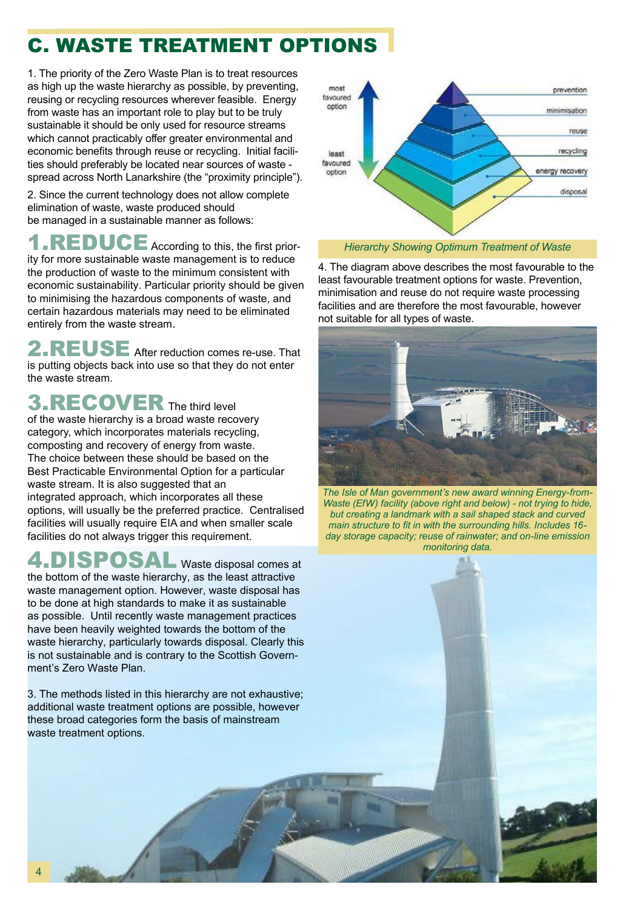# C. WASTE TREATMENT OPTIONS

1. The priority of the Zero Waste Plan is to treat resources as high up the waste hierarchy as possible, by preventing, reusing or recycling resources wherever feasible. Energy from waste has an important role to play but to be truly sustainable it should be only used for resource streams which cannot practicably offer greater environmental and economic benefits through reuse or recycling. Initial facilities should preferably be located near sources of waste - spread across North Lanarkshire (the "proximity principle").

2. Since the current technology does not allow complete elimination of waste, waste produced should be managed in a sustainable manner as follows:

**1.REDUCE** According to this, the first priority for more sustainable waste management is to reduce the production of waste to the minimum consistent with economic sustainability. Particular priority should be given to minimising the hazardous components of waste, and certain hazardous materials may need to be eliminated entirely from the waste stream.

**2.REUSE** After reduction comes re-use. That is putting objects back into use so that they do not enter the waste stream.

**3.RECOVER** The third level of the waste hierarchy is a broad waste recovery category, which incorporates materials recycling, composting and recovery of energy from waste. The choice between these should be based on the Best Practicable Environmental Option for a particular waste stream. It is also suggested that an integrated approach, which incorporates all these options, will usually be the preferred practice. Centralised facilities will usually require EIA and when smaller scale facilities do not always trigger this requirement.

**4.DISPOSAL** Waste disposal comes at the bottom of the waste hierarchy, as the least attractive waste management option. However, waste disposal has to be done at high standards to make it as sustainable as possible. Until recently waste management practices have been heavily weighted towards the bottom of the waste hierarchy, particularly towards disposal. Clearly this is not sustainable and is contrary to the Scottish Government's Zero Waste Plan.

3. The methods listed in this hierarchy are not exhaustive; additional waste treatment options are possible, however these broad categories form the basis of mainstream waste treatment options.

most favoured option — prevention, minimisation, reuse, recycling, energy recovery, disposal — least favoured option

*Hierarchy Showing Optimum Treatment of Waste*

4. The diagram above describes the most favourable to the least favourable treatment options for waste. Prevention, minimisation and reuse do not require waste processing facilities and are therefore the most favourable, however not suitable for all types of waste.

*The Isle of Man government's new award winning Energy-from-Waste (EfW) facility (above right and below) - not trying to hide, but creating a landmark with a sail shaped stack and curved main structure to fit in with the surrounding hills. Includes 16-day storage capacity; reuse of rainwater; and on-line emission monitoring data.*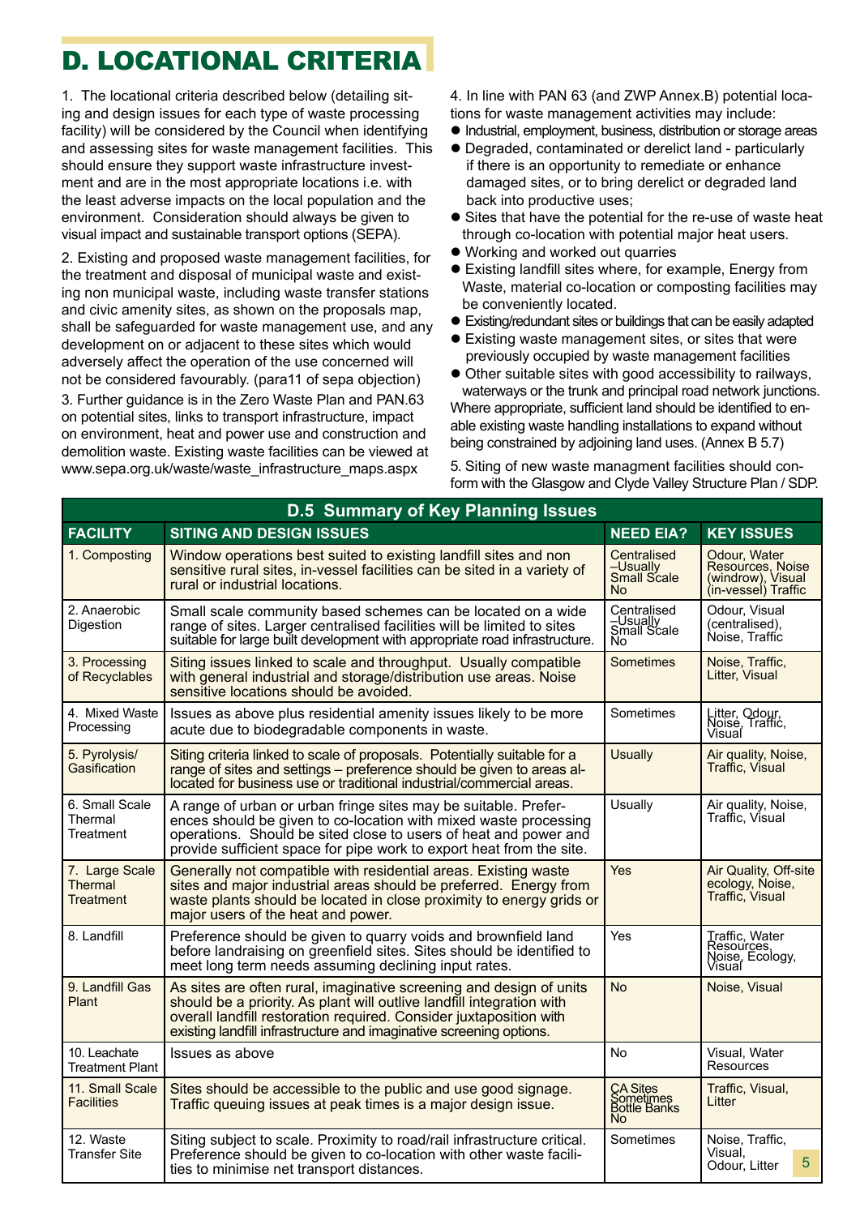# D. LOCATIONAL CRITERIA

1. The locational criteria described below (detailing siting and design issues for each type of waste processing facility) will be considered by the Council when identifying and assessing sites for waste management facilities. This should ensure they support waste infrastructure investment and are in the most appropriate locations i.e. with the least adverse impacts on the local population and the environment. Consideration should always be given to visual impact and sustainable transport options (SEPA).

2. Existing and proposed waste management facilities, for the treatment and disposal of municipal waste and existing non municipal waste, including waste transfer stations and civic amenity sites, as shown on the proposals map, shall be safeguarded for waste management use, and any development on or adjacent to these sites which would adversely affect the operation of the use concerned will not be considered favourably. (para11 of sepa objection)

3. Further guidance is in the Zero Waste Plan and PAN.63 on potential sites, links to transport infrastructure, impact on environment, heat and power use and construction and demolition waste. Existing waste facilities can be viewed at www.sepa.org.uk/waste/waste_infrastructure_maps.aspx

4. In line with PAN 63 (and ZWP Annex.B) potential locations for waste management activities may include:

- Industrial, employment, business, distribution or storage areas
- Degraded, contaminated or derelict land - particularly if there is an opportunity to remediate or enhance damaged sites, or to bring derelict or degraded land back into productive uses;
- Sites that have the potential for the re-use of waste heat through co-location with potential major heat users.
- Working and worked out quarries
- Existing landfill sites where, for example, Energy from Waste, material co-location or composting facilities may be conveniently located.
- Existing/redundant sites or buildings that can be easily adapted
- Existing waste management sites, or sites that were previously occupied by waste management facilities
- Other suitable sites with good accessibility to railways, waterways or the trunk and principal road network junctions.

Where appropriate, sufficient land should be identified to enable existing waste handling installations to expand without being constrained by adjoining land uses. (Annex B 5.7)

5. Siting of new waste managment facilities should conform with the Glasgow and Clyde Valley Structure Plan / SDP.

**D.5 Summary of Key Planning Issues**

| FACILITY | SITING AND DESIGN ISSUES | NEED EIA? | KEY ISSUES |
|---|---|---|---|
| 1. Composting | Window operations best suited to existing landfill sites and non sensitive rural sites, in-vessel facilities can be sited in a variety of rural or industrial locations. | Centralised –Usually Small Scale No | Odour, Water Resources, Noise (windrow), Visual (in-vessel) Traffic |
| 2. Anaerobic Digestion | Small scale community based schemes can be located on a wide range of sites. Larger centralised facilities will be limited to sites suitable for large built development with appropriate road infrastructure. | Centralised –Usually Small Scale No | Odour, Visual (centralised), Noise, Traffic |
| 3. Processing of Recyclables | Siting issues linked to scale and throughput. Usually compatible with general industrial and storage/distribution use areas. Noise sensitive locations should be avoided. | Sometimes | Noise, Traffic, Litter, Visual |
| 4. Mixed Waste Processing | Issues as above plus residential amenity issues likely to be more acute due to biodegradable components in waste. | Sometimes | Litter, Odour, Noise, Traffic, Visual |
| 5. Pyrolysis/ Gasification | Siting criteria linked to scale of proposals. Potentially suitable for a range of sites and settings – preference should be given to areas allocated for business use or traditional industrial/commercial areas. | Usually | Air quality, Noise, Traffic, Visual |
| 6. Small Scale Thermal Treatment | A range of urban or urban fringe sites may be suitable. Preferences should be given to co-location with mixed waste processing operations. Should be sited close to users of heat and power and provide sufficient space for pipe work to export heat from the site. | Usually | Air quality, Noise, Traffic, Visual |
| 7. Large Scale Thermal Treatment | Generally not compatible with residential areas. Existing waste sites and major industrial areas should be preferred. Energy from waste plants should be located in close proximity to energy grids or major users of the heat and power. | Yes | Air Quality, Off-site ecology, Noise, Traffic, Visual |
| 8. Landfill | Preference should be given to quarry voids and brownfield land before landraising on greenfield sites. Sites should be identified to meet long term needs assuming declining input rates. | Yes | Traffic, Water Resources, Noise, Ecology, Visual |
| 9. Landfill Gas Plant | As sites are often rural, imaginative screening and design of units should be a priority. As plant will outlive landfill integration with overall landfill restoration required. Consider juxtaposition with existing landfill infrastructure and imaginative screening options. | No | Noise, Visual |
| 10. Leachate Treatment Plant | Issues as above | No | Visual, Water Resources |
| 11. Small Scale Facilities | Sites should be accessible to the public and use good signage. Traffic queuing issues at peak times is a major design issue. | CA Sites Sometimes Bottle Banks No | Traffic, Visual, Litter |
| 12. Waste Transfer Site | Siting subject to scale. Proximity to road/rail infrastructure critical. Preference should be given to co-location with other waste facilities to minimise net transport distances. | Sometimes | Noise, Traffic, Visual, Odour, Litter |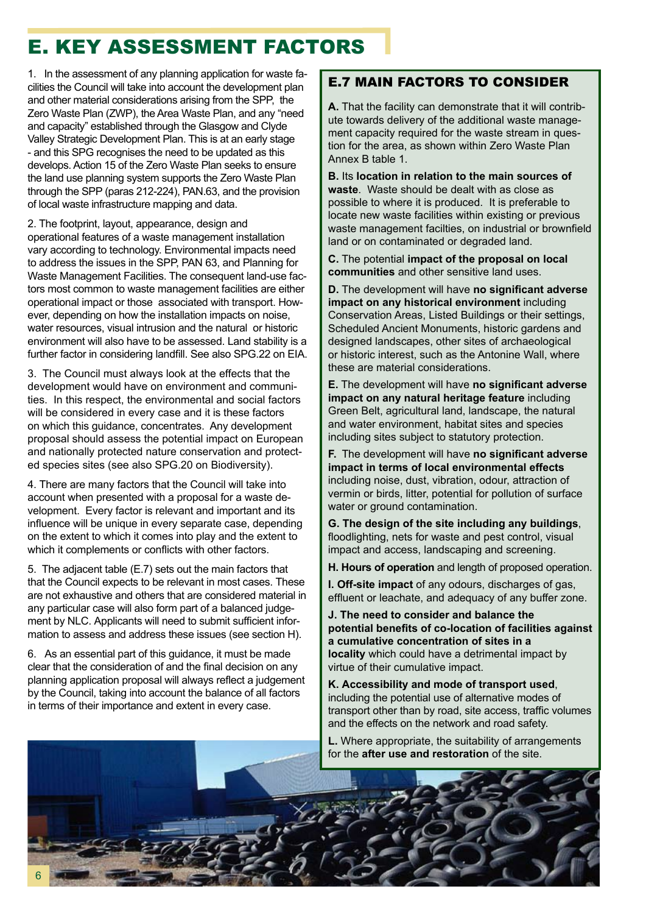# E. KEY ASSESSMENT FACTORS

1. In the assessment of any planning application for waste facilities the Council will take into account the development plan and other material considerations arising from the SPP, the Zero Waste Plan (ZWP), the Area Waste Plan, and any "need and capacity" established through the Glasgow and Clyde Valley Strategic Development Plan. This is at an early stage - and this SPG recognises the need to be updated as this develops. Action 15 of the Zero Waste Plan seeks to ensure the land use planning system supports the Zero Waste Plan through the SPP (paras 212-224), PAN.63, and the provision of local waste infrastructure mapping and data.

2. The footprint, layout, appearance, design and operational features of a waste management installation vary according to technology. Environmental impacts need to address the issues in the SPP, PAN 63, and Planning for Waste Management Facilities. The consequent land-use factors most common to waste management facilities are either operational impact or those associated with transport. However, depending on how the installation impacts on noise, water resources, visual intrusion and the natural or historic environment will also have to be assessed. Land stability is a further factor in considering landfill. See also SPG.22 on EIA.

3. The Council must always look at the effects that the development would have on environment and communities. In this respect, the environmental and social factors will be considered in every case and it is these factors on which this guidance, concentrates. Any development proposal should assess the potential impact on European and nationally protected nature conservation and protected species sites (see also SPG.20 on Biodiversity).

4. There are many factors that the Council will take into account when presented with a proposal for a waste development. Every factor is relevant and important and its influence will be unique in every separate case, depending on the extent to which it comes into play and the extent to which it complements or conflicts with other factors.

5. The adjacent table (E.7) sets out the main factors that that the Council expects to be relevant in most cases. These are not exhaustive and others that are considered material in any particular case will also form part of a balanced judgement by NLC. Applicants will need to submit sufficient information to assess and address these issues (see section H).

6. As an essential part of this guidance, it must be made clear that the consideration of and the final decision on any planning application proposal will always reflect a judgement by the Council, taking into account the balance of all factors in terms of their importance and extent in every case.

## E.7 MAIN FACTORS TO CONSIDER

**A.** That the facility can demonstrate that it will contribute towards delivery of the additional waste management capacity required for the waste stream in question for the area, as shown within Zero Waste Plan Annex B table 1.

**B.** Its **location in relation to the main sources of waste**. Waste should be dealt with as close as possible to where it is produced. It is preferable to locate new waste facilities within existing or previous waste management facilties, on industrial or brownfield land or on contaminated or degraded land.

**C.** The potential **impact of the proposal on local communities** and other sensitive land uses.

**D.** The development will have **no significant adverse impact on any historical environment** including Conservation Areas, Listed Buildings or their settings, Scheduled Ancient Monuments, historic gardens and designed landscapes, other sites of archaeological or historic interest, such as the Antonine Wall, where these are material considerations.

**E.** The development will have **no significant adverse impact on any natural heritage feature** including Green Belt, agricultural land, landscape, the natural and water environment, habitat sites and species including sites subject to statutory protection.

**F.** The development will have **no significant adverse impact in terms of local environmental effects** including noise, dust, vibration, odour, attraction of vermin or birds, litter, potential for pollution of surface water or ground contamination.

**G. The design of the site including any buildings**, floodlighting, nets for waste and pest control, visual impact and access, landscaping and screening.

**H. Hours of operation** and length of proposed operation.

**I. Off-site impact** of any odours, discharges of gas, effluent or leachate, and adequacy of any buffer zone.

**J. The need to consider and balance the potential benefits of co-location of facilities against a cumulative concentration of sites in a locality** which could have a detrimental impact by virtue of their cumulative impact.

**K. Accessibility and mode of transport used**, including the potential use of alternative modes of transport other than by road, site access, traffic volumes and the effects on the network and road safety.

**L.** Where appropriate, the suitability of arrangements for the **after use and restoration** of the site.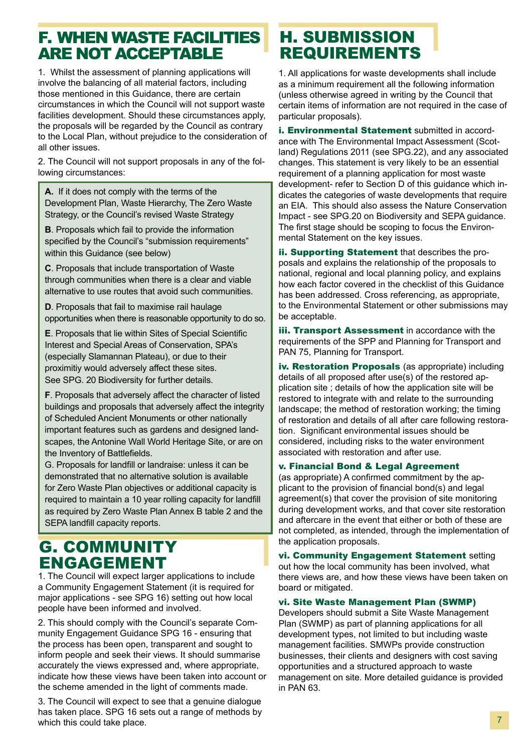## F. WHEN WASTE FACILITIES ARE NOT ACCEPTABLE

1. Whilst the assessment of planning applications will involve the balancing of all material factors, including those mentioned in this Guidance, there are certain circumstances in which the Council will not support waste facilities development. Should these circumstances apply, the proposals will be regarded by the Council as contrary to the Local Plan, without prejudice to the consideration of all other issues.

2. The Council will not support proposals in any of the following circumstances:

**A.** If it does not comply with the terms of the Development Plan, Waste Hierarchy, The Zero Waste Strategy, or the Council's revised Waste Strategy

**B**. Proposals which fail to provide the information specified by the Council's "submission requirements" within this Guidance (see below)

**C**. Proposals that include transportation of Waste through communities when there is a clear and viable alternative to use routes that avoid such communities.

**D**. Proposals that fail to maximise rail haulage opportunities when there is reasonable opportunity to do so.

**E**. Proposals that lie within Sites of Special Scientific Interest and Special Areas of Conservation, SPA's (especially Slamannan Plateau), or due to their proximitiy would adversely affect these sites. See SPG. 20 Biodiversity for further details.

**F**. Proposals that adversely affect the character of listed buildings and proposals that adversely affect the integrity of Scheduled Ancient Monuments or other nationally important features such as gardens and designed landscapes, the Antonine Wall World Heritage Site, or are on the Inventory of Battlefields.

G. Proposals for landfill or landraise: unless it can be demonstrated that no alternative solution is available for Zero Waste Plan objectives or additional capacity is required to maintain a 10 year rolling capacity for landfill as required by Zero Waste Plan Annex B table 2 and the SEPA landfill capacity reports.

## G. COMMUNITY ENGAGEMENT

1. The Council will expect larger applications to include a Community Engagement Statement (it is required for major applications - see SPG 16) setting out how local people have been informed and involved.

2. This should comply with the Council's separate Community Engagement Guidance SPG 16 - ensuring that the process has been open, transparent and sought to inform people and seek their views. It should summarise accurately the views expressed and, where appropriate, indicate how these views have been taken into account or the scheme amended in the light of comments made.

3. The Council will expect to see that a genuine dialogue has taken place. SPG 16 sets out a range of methods by which this could take place.

## H. SUBMISSION REQUIREMENTS

1. All applications for waste developments shall include as a minimum requirement all the following information (unless otherwise agreed in writing by the Council that certain items of information are not required in the case of particular proposals).

**i. Environmental Statement** submitted in accordance with The Environmental Impact Assessment (Scotland) Regulations 2011 (see SPG.22), and any associated changes. This statement is very likely to be an essential requirement of a planning application for most waste development- refer to Section D of this guidance which indicates the categories of waste developments that require an EIA. This should also assess the Nature Conservation Impact - see SPG.20 on Biodiversity and SEPA guidance. The first stage should be scoping to focus the Environmental Statement on the key issues.

**ii. Supporting Statement** that describes the proposals and explains the relationship of the proposals to national, regional and local planning policy, and explains how each factor covered in the checklist of this Guidance has been addressed. Cross referencing, as appropriate, to the Environmental Statement or other submissions may be acceptable.

**iii. Transport Assessment** in accordance with the requirements of the SPP and Planning for Transport and PAN 75, Planning for Transport.

**iv. Restoration Proposals** (as appropriate) including details of all proposed after use(s) of the restored application site ; details of how the application site will be restored to integrate with and relate to the surrounding landscape; the method of restoration working; the timing of restoration and details of all after care following restoration. Significant environmental issues should be considered, including risks to the water environment associated with restoration and after use.

**v. Financial Bond & Legal Agreement**
(as appropriate) A confirmed commitment by the applicant to the provision of financial bond(s) and legal agreement(s) that cover the provision of site monitoring during development works, and that cover site restoration and aftercare in the event that either or both of these are not completed, as intended, through the implementation of the application proposals.

**vi. Community Engagement Statement** setting out how the local community has been involved, what there views are, and how these views have been taken on board or mitigated.

**vi. Site Waste Management Plan (SWMP)**
Developers should submit a Site Waste Management Plan (SWMP) as part of planning applications for all development types, not limited to but including waste management facilities. SMWPs provide construction businesses, their clients and designers with cost saving opportunities and a structured approach to waste management on site. More detailed guidance is provided in PAN 63.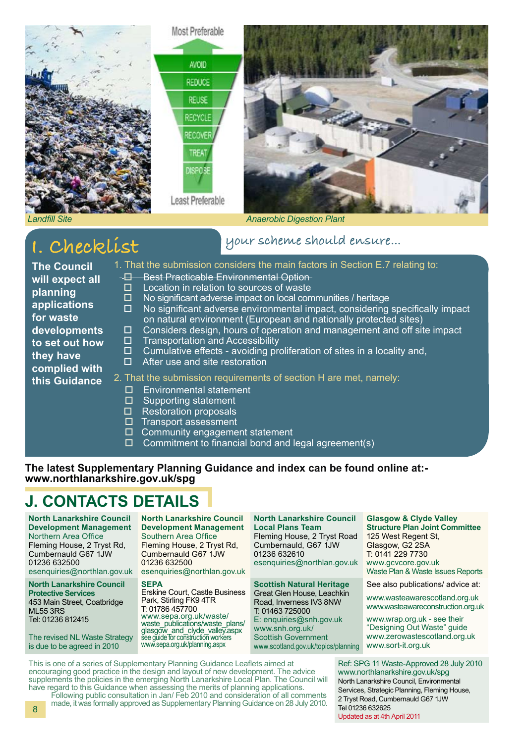Most Preferable

AVOID
REDUCE
REUSE
RECYCLE
RECOVER
TREAT
DISPOSE

Least Preferable

*Landfill Site*

*Anaerobic Digestion Plant*

## I. Checklist

your scheme should ensure...

**The Council will expect all planning applications for waste developments to set out how they have complied with this Guidance**

1. That the submission considers the main factors in Section E.7 relating to:
   - ~~Best Practicable Environmental Option~~
   - Location in relation to sources of waste
   - No significant adverse impact on local communities / heritage
   - No significant adverse environmental impact, considering specifically impact on natural environment (European and nationally protected sites)
   - Considers design, hours of operation and management and off site impact
   - Transportation and Accessibility
   - Cumulative effects - avoiding proliferation of sites in a locality and,
   - After use and site restoration

2. That the submission requirements of section H are met, namely:
   - Environmental statement
   - Supporting statement
   - Restoration proposals
   - Transport assessment
   - Community engagement statement
   - Commitment to financial bond and legal agreement(s)

**The latest Supplementary Planning Guidance and index can be found online at:- www.northlanarkshire.gov.uk/spg**

## J. CONTACTS DETAILS

**North Lanarkshire Council Development Management**
Northern Area Office
Fleming House, 2 Tryst Rd, Cumbernauld G67 1JW
01236 632500
esenquiries@northlan.gov.uk

**North Lanarkshire Council Development Management**
Southern Area Office
Fleming House, 2 Tryst Rd, Cumbernauld G67 1JW
01236 632500
esenquiries@northlan.gov.uk

**North Lanarkshire Council Local Plans Team**
Fleming House, 2 Tryst Road
Cumbernauld, G67 1JW
01236 632610
esenquiries@northlan.gov.uk

**Glasgow & Clyde Valley Structure Plan Joint Committee**
125 West Regent St,
Glasgow, G2 2SA
T: 0141 229 7730
www.gcvcore.gov.uk
Waste Plan & Waste Issues Reports

**North Lanarkshire Council Protective Services**
453 Main Street, Coatbridge
ML55 3RS
Tel: 01236 812415

The revised NL Waste Strategy is due to be agreed in 2010

**SEPA**
Erskine Court, Castle Business Park, Stirling FK9 4TR
T: 01786 457700
www.sepa.org.uk/waste/waste_publications/waste_plans/glasgow_and_clyde_valley.aspx
see guide for construction workers
www.sepa.org.uk/planning.aspx

**Scottish Natural Heritage**
Great Glen House, Leachkin Road, Inverness IV3 8NW
T: 01463 725000
E: enquiries@snh.gov.uk
www.snh.org.uk/
Scottish Government
www.scotland.gov.uk/topics/planning

See also publications/ advice at:

www.wasteawarescotland.org.uk
www.wasteawareconstruction.org.uk

www.wrap.org.uk - see their "Designing Out Waste" guide
www.zerowastescotland.org.uk
www.sort-it.org.uk

This is one of a series of Supplementary Planning Guidance Leaflets aimed at encouraging good practice in the design and layout of new development. The advice supplements the policies in the emerging North Lanarkshire Local Plan. The Council will have regard to this Guidance when assessing the merits of planning applications.
Following public consultation in Jan/ Feb 2010 and consideration of all comments made, it was formally approved as Supplementary Planning Guidance on 28 July 2010.

Ref: SPG 11 Waste-Approved 28 July 2010
www.northlanarkshire.gov.uk/spg
North Lanarkshire Council, Environmental Services, Strategic Planning, Fleming House, 2 Tryst Road, Cumbernauld G67 1JW
Tel 01236 632625
Updated as at 4th April 2011